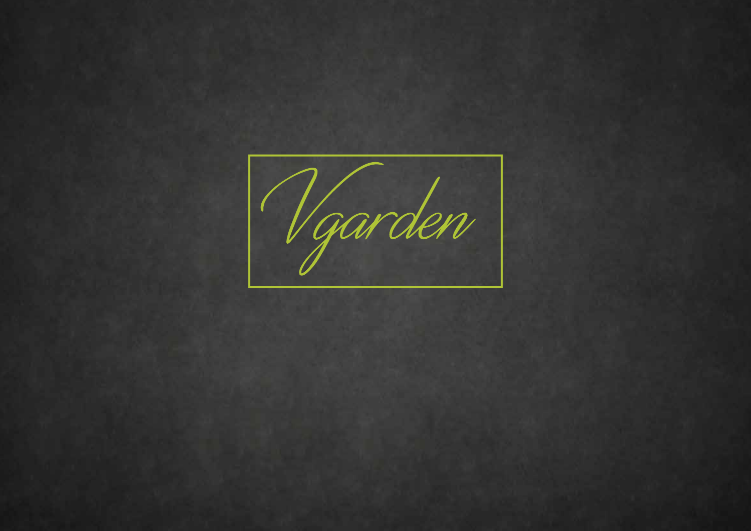# Vgarden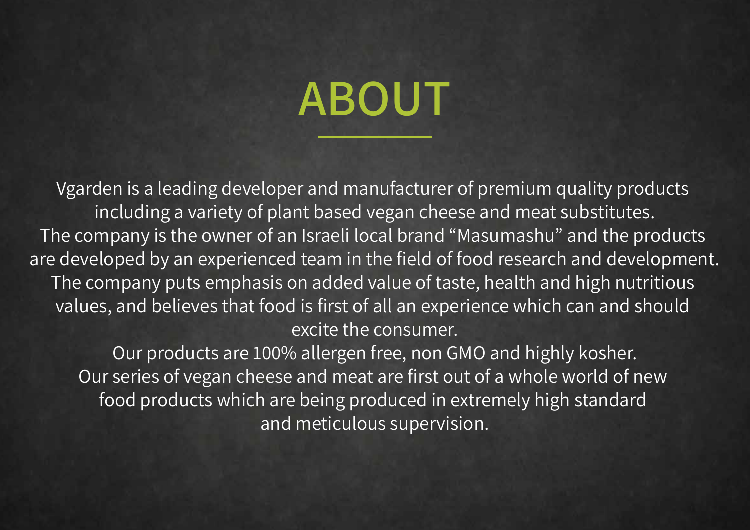# ABOUT

Vgarden is a leading developer and manufacturer of premium quality products including a variety of plant based vegan cheese and meat substitutes.
The company is the owner of an Israeli local brand “Masumashu” and the products are developed by an experienced team in the field of food research and development.
The company puts emphasis on added value of taste, health and high nutritious values, and believes that food is first of all an experience which can and should excite the consumer.
Our products are 100% allergen free, non GMO and highly kosher.
Our series of vegan cheese and meat are first out of a whole world of new food products which are being produced in extremely high standard and meticulous supervision.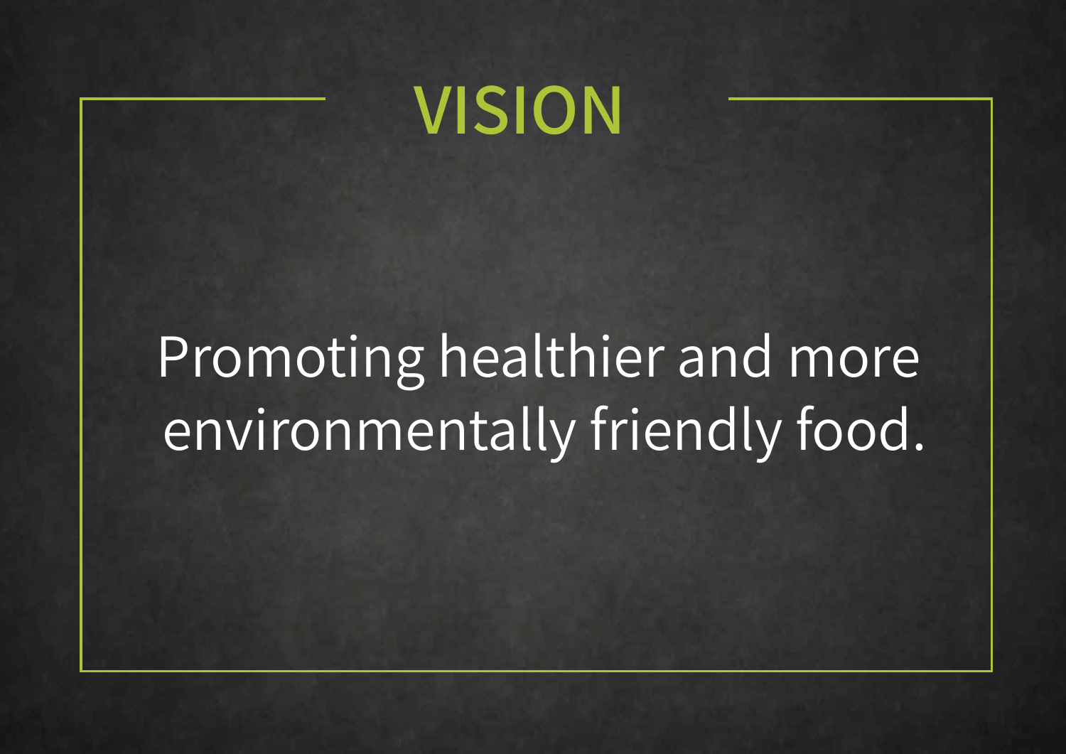# VISION

Promoting healthier and more environmentally friendly food.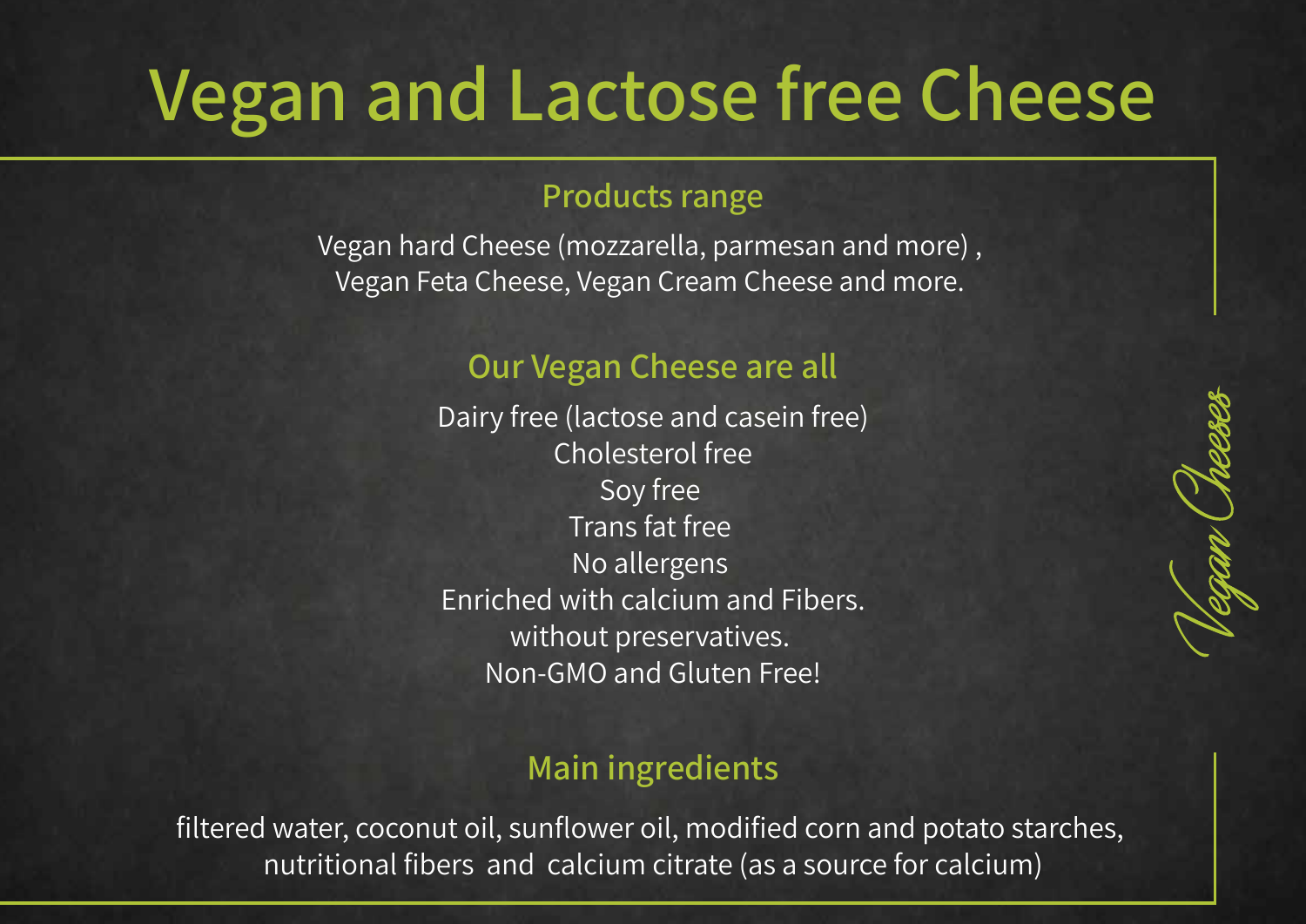# Vegan and Lactose free Cheese

## Products range

Vegan hard Cheese (mozzarella, parmesan and more) ,
Vegan Feta Cheese, Vegan Cream Cheese and more.

## Our Vegan Cheese are all

Dairy free (lactose and casein free)
Cholesterol free
Soy free
Trans fat free
No allergens
Enriched with calcium and Fibers.
without preservatives.
Non-GMO and Gluten Free!

## Main ingredients

filtered water, coconut oil, sunflower oil, modified corn and potato starches, nutritional fibers and calcium citrate (as a source for calcium)

*Vegan Cheeses*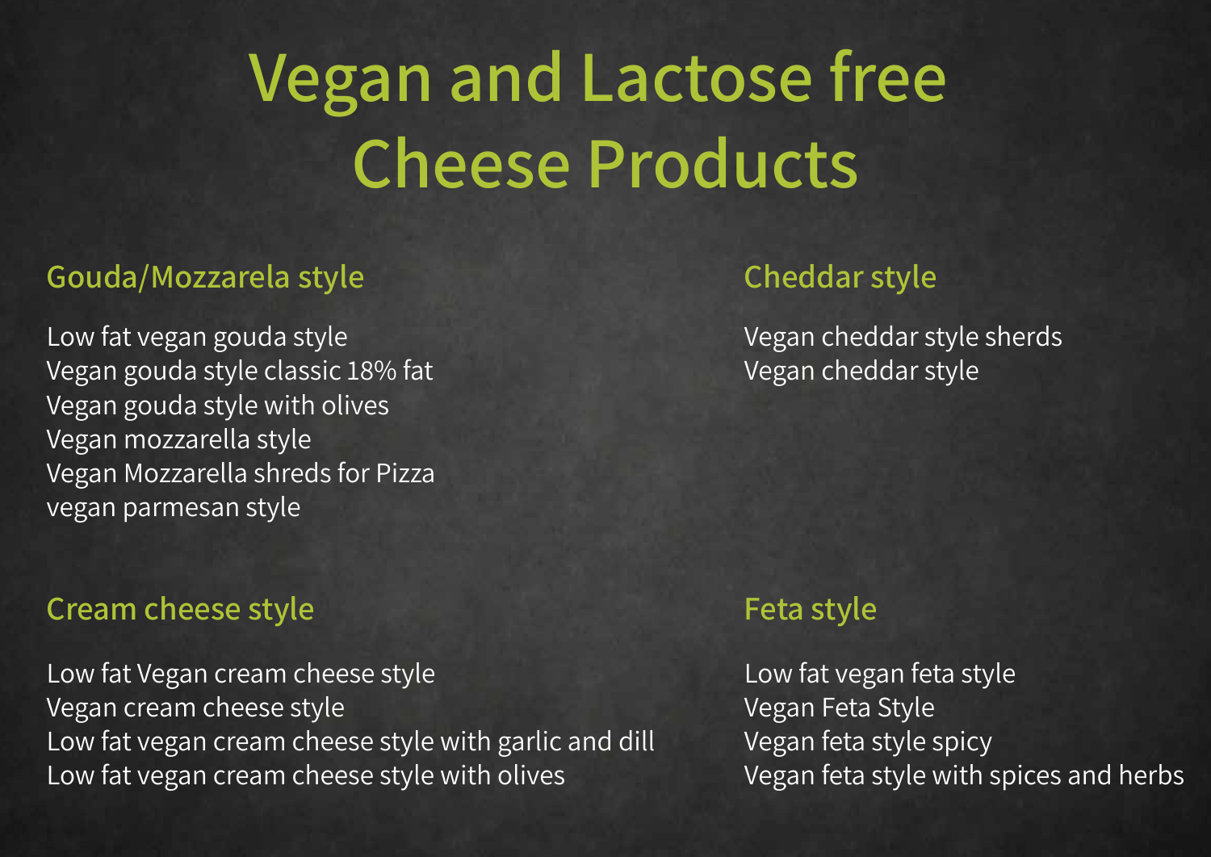# Vegan and Lactose free Cheese Products

## Gouda/Mozzarela style

Low fat vegan gouda style
Vegan gouda style classic 18% fat
Vegan gouda style with olives
Vegan mozzarella style
Vegan Mozzarella shreds for Pizza
vegan parmesan style

## Cheddar style

Vegan cheddar style sherds
Vegan cheddar style

## Cream cheese style

Low fat Vegan cream cheese style
Vegan cream cheese style
Low fat vegan cream cheese style with garlic and dill
Low fat vegan cream cheese style with olives

## Feta style

Low fat vegan feta style
Vegan Feta Style
Vegan feta style spicy
Vegan feta style with spices and herbs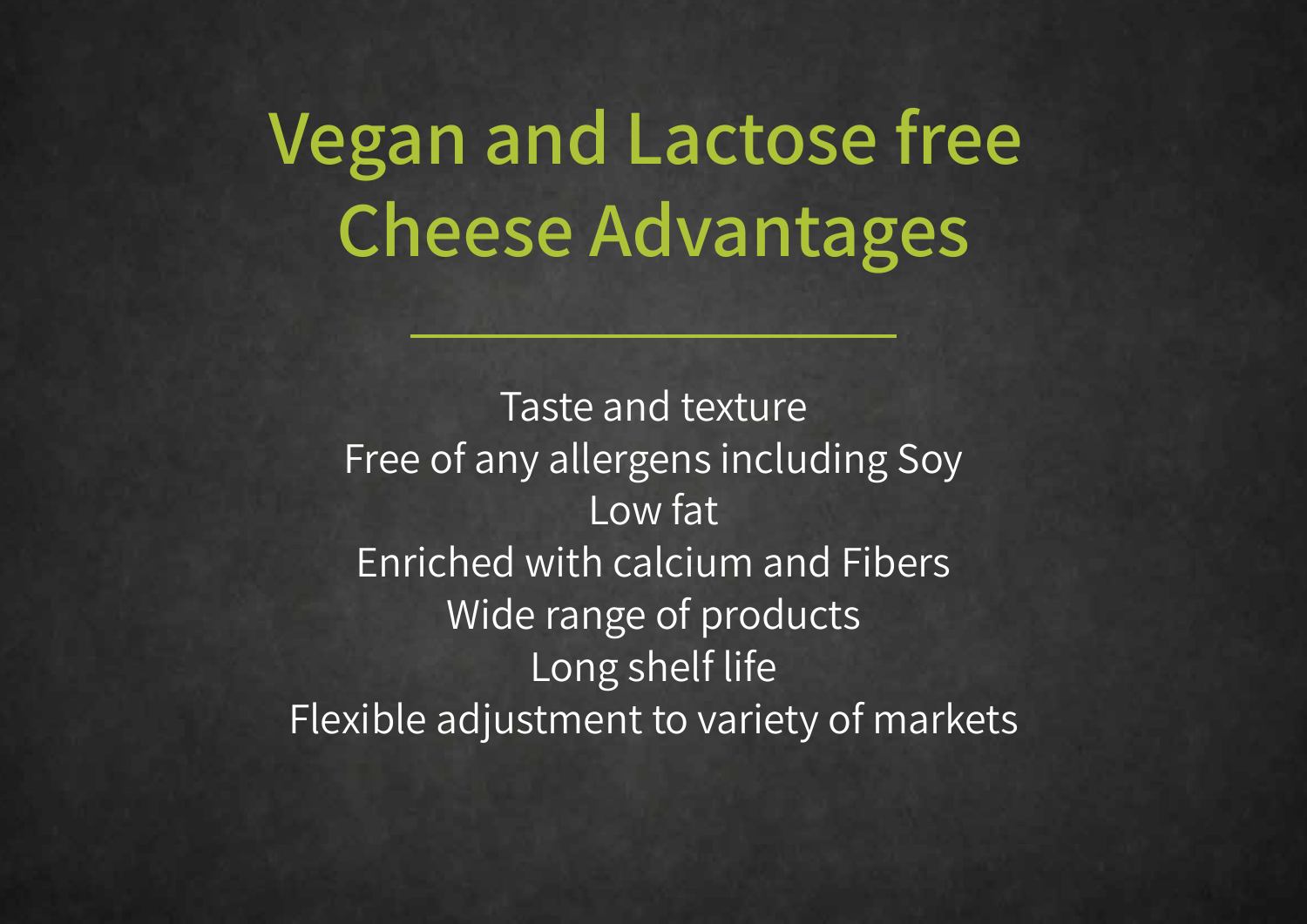# Vegan and Lactose free Cheese Advantages

---

Taste and texture
Free of any allergens including Soy
Low fat
Enriched with calcium and Fibers
Wide range of products
Long shelf life
Flexible adjustment to variety of markets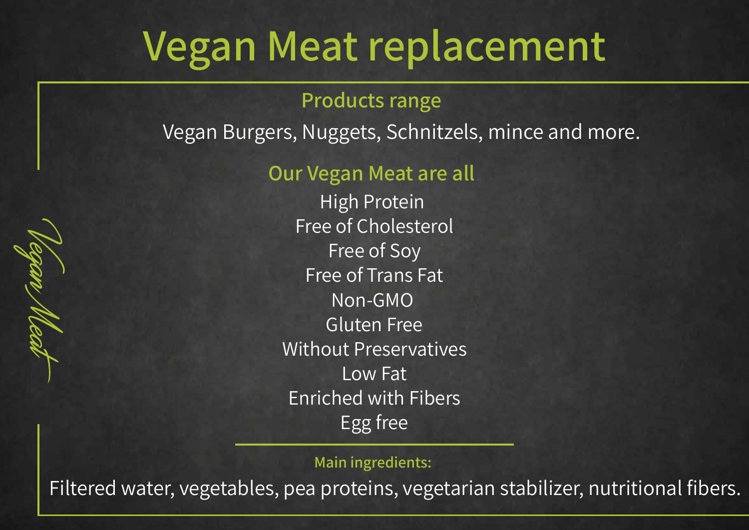# Vegan Meat replacement

Vegan Meat

### Products range

Vegan Burgers, Nuggets, Schnitzels, mince and more.

### Our Vegan Meat are all

High Protein
Free of Cholesterol
Free of Soy
Free of Trans Fat
Non-GMO
Gluten Free
Without Preservatives
Low Fat
Enriched with Fibers
Egg free

---

#### Main ingredients:

Filtered water, vegetables, pea proteins, vegetarian stabilizer, nutritional fibers.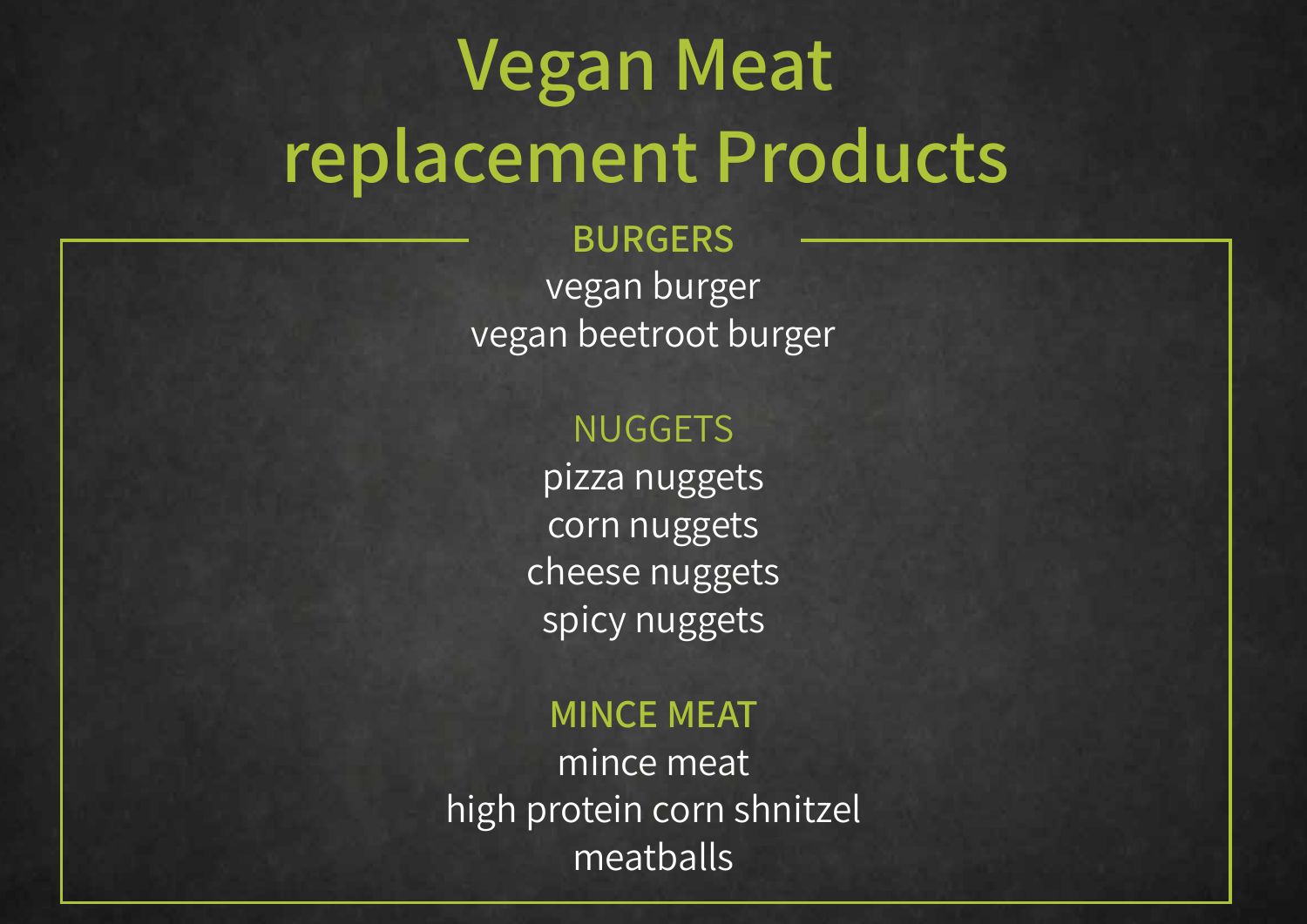# Vegan Meat replacement Products

## BURGERS

vegan burger
vegan beetroot burger

## NUGGETS

pizza nuggets
corn nuggets
cheese nuggets
spicy nuggets

## MINCE MEAT

mince meat
high protein corn shnitzel
meatballs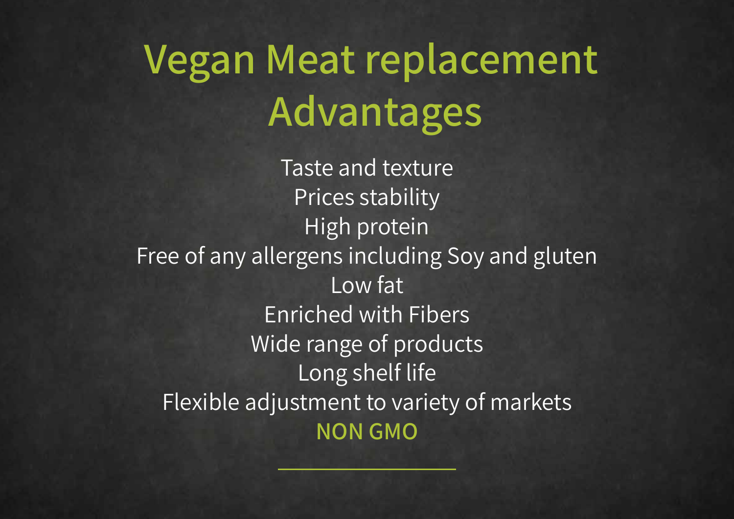# Vegan Meat replacement Advantages

Taste and texture

Prices stability

High protein

Free of any allergens including Soy and gluten

Low fat

Enriched with Fibers

Wide range of products

Long shelf life

Flexible adjustment to variety of markets

**NON GMO**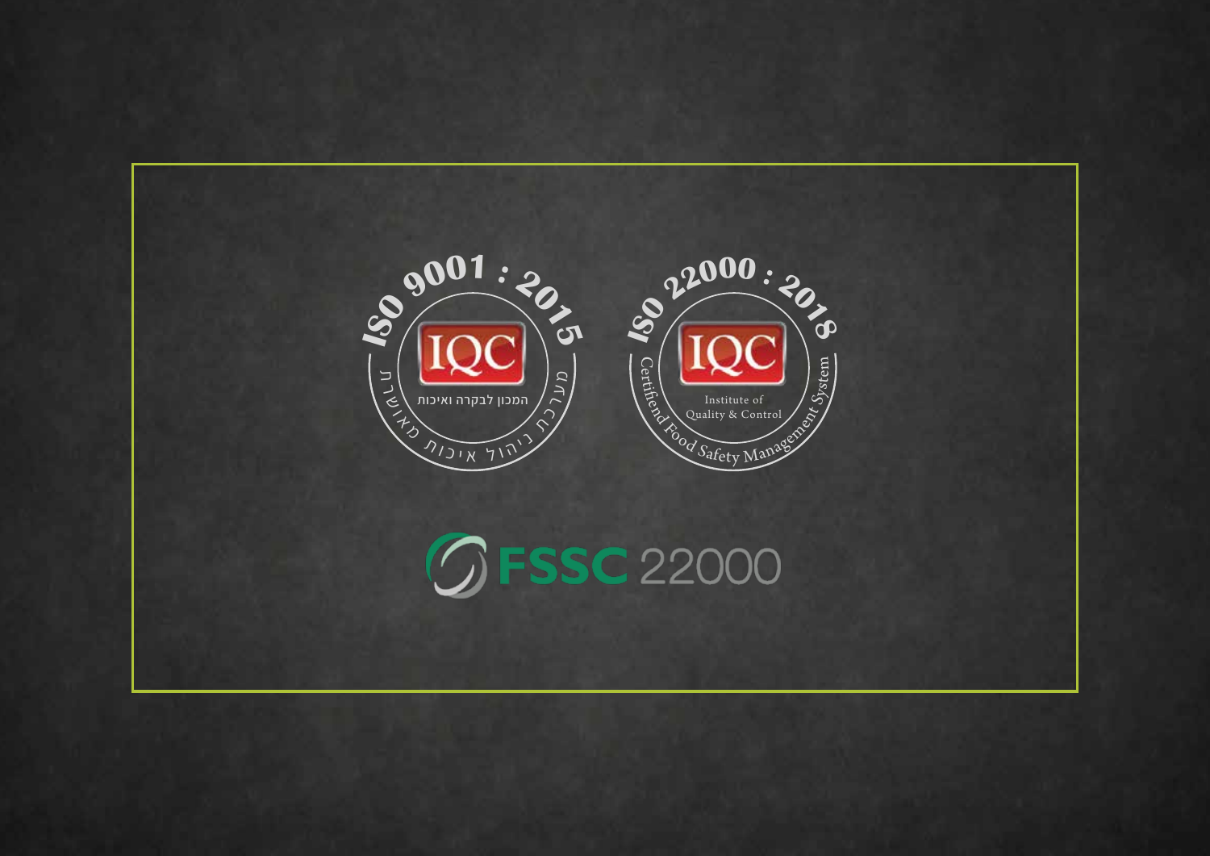ISO 9001 : 2015

IQC

המכון לבקרה ואיכות

מערכת ניהול איכות מאושרת

ISO 22000 : 2018

IQC

Institute of Quality & Control

Certified Food Safety Management System

FSSC 22000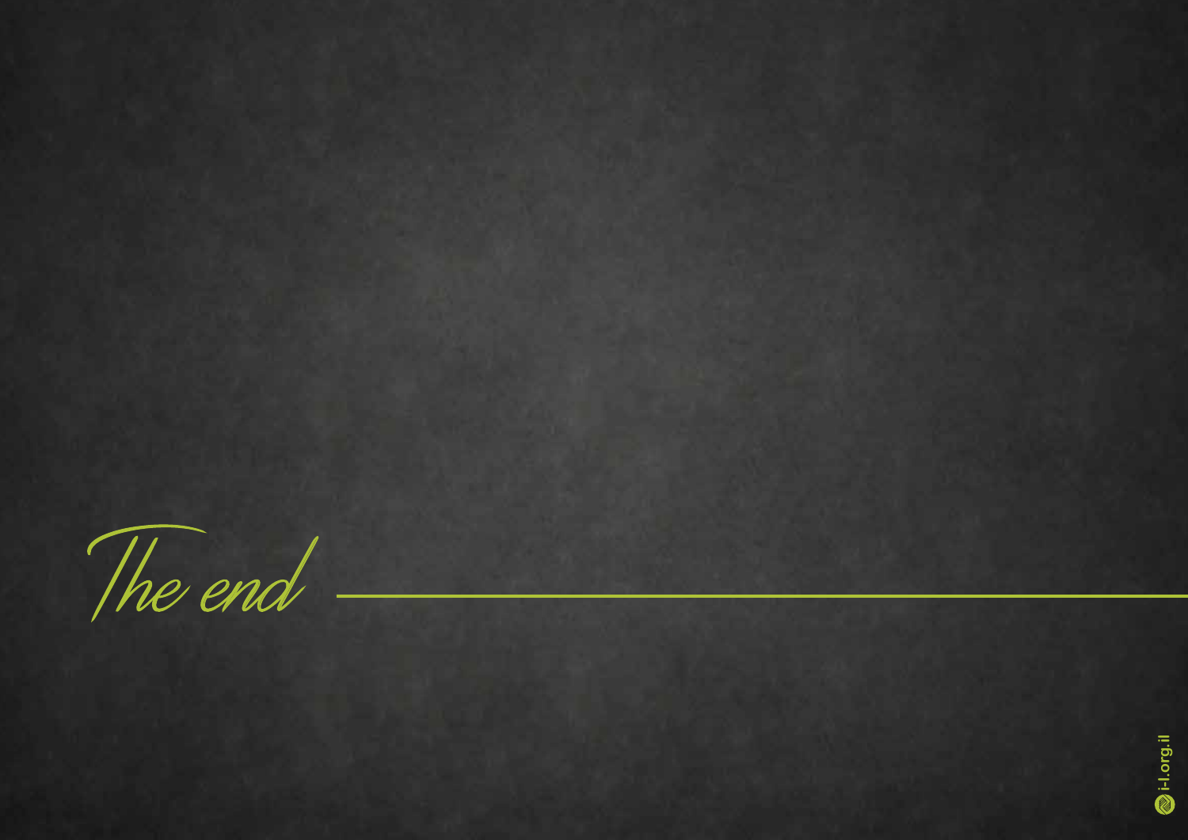The end

i-l.org.il